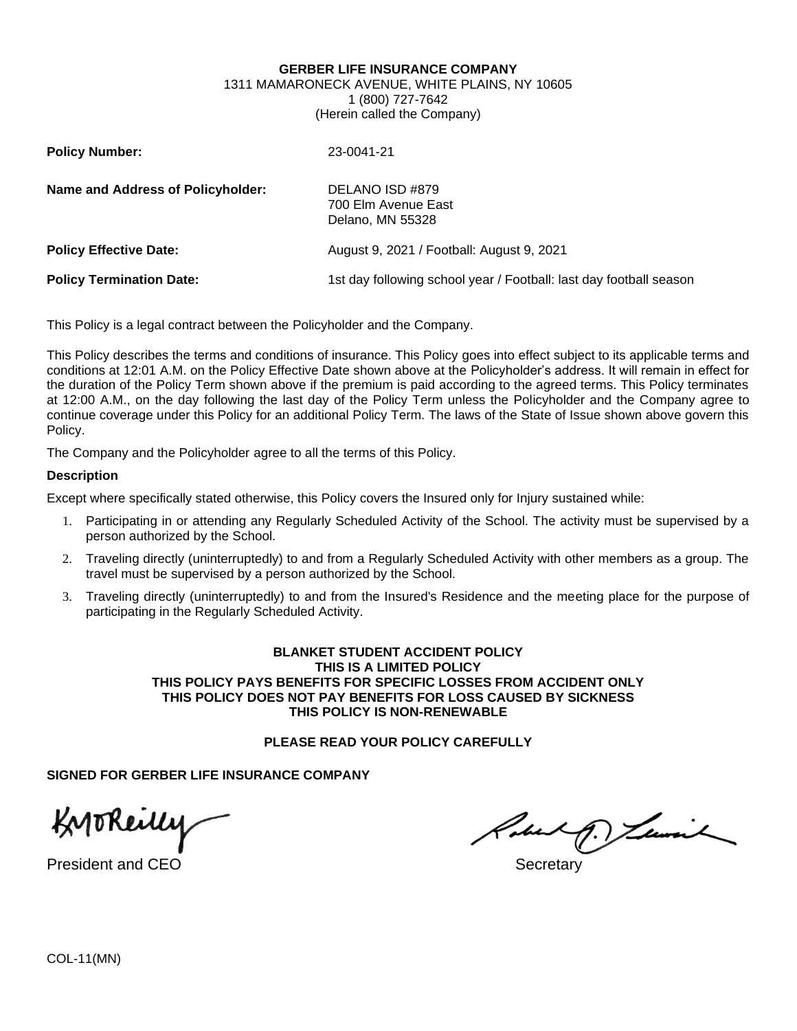**GERBER LIFE INSURANCE COMPANY**
1311 MAMARONECK AVENUE, WHITE PLAINS, NY 10605
1 (800) 727-7642
(Herein called the Company)

| | |
|---|---|
| **Policy Number:** | 23-0041-21 |
| **Name and Address of Policyholder:** | DELANO ISD #879<br>700 Elm Avenue East<br>Delano, MN 55328 |
| **Policy Effective Date:** | August 9, 2021 / Football: August 9, 2021 |
| **Policy Termination Date:** | 1st day following school year / Football: last day football season |

This Policy is a legal contract between the Policyholder and the Company.

This Policy describes the terms and conditions of insurance. This Policy goes into effect subject to its applicable terms and conditions at 12:01 A.M. on the Policy Effective Date shown above at the Policyholder's address. It will remain in effect for the duration of the Policy Term shown above if the premium is paid according to the agreed terms. This Policy terminates at 12:00 A.M., on the day following the last day of the Policy Term unless the Policyholder and the Company agree to continue coverage under this Policy for an additional Policy Term. The laws of the State of Issue shown above govern this Policy.

The Company and the Policyholder agree to all the terms of this Policy.

**Description**

Except where specifically stated otherwise, this Policy covers the Insured only for Injury sustained while:

1. Participating in or attending any Regularly Scheduled Activity of the School. The activity must be supervised by a person authorized by the School.
2. Traveling directly (uninterruptedly) to and from a Regularly Scheduled Activity with other members as a group. The travel must be supervised by a person authorized by the School.
3. Traveling directly (uninterruptedly) to and from the Insured's Residence and the meeting place for the purpose of participating in the Regularly Scheduled Activity.

**BLANKET STUDENT ACCIDENT POLICY**
**THIS IS A LIMITED POLICY**
**THIS POLICY PAYS BENEFITS FOR SPECIFIC LOSSES FROM ACCIDENT ONLY**
**THIS POLICY DOES NOT PAY BENEFITS FOR LOSS CAUSED BY SICKNESS**
**THIS POLICY IS NON-RENEWABLE**

**PLEASE READ YOUR POLICY CAREFULLY**

**SIGNED FOR GERBER LIFE INSURANCE COMPANY**

President and CEO

Secretary

COL-11(MN)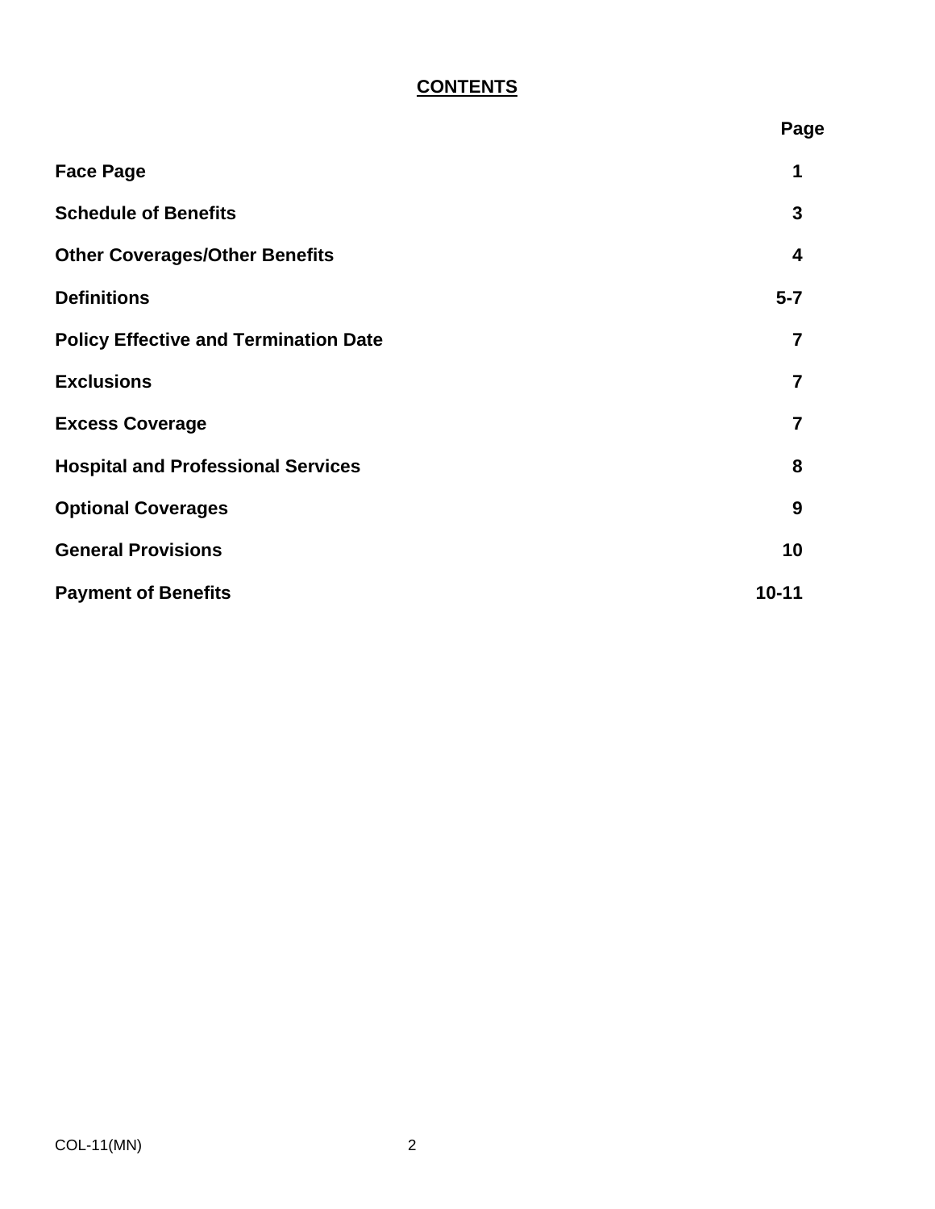# CONTENTS

| | Page |
|---|---|
| **Face Page** | **1** |
| **Schedule of Benefits** | **3** |
| **Other Coverages/Other Benefits** | **4** |
| **Definitions** | **5-7** |
| **Policy Effective and Termination Date** | **7** |
| **Exclusions** | **7** |
| **Excess Coverage** | **7** |
| **Hospital and Professional Services** | **8** |
| **Optional Coverages** | **9** |
| **General Provisions** | **10** |
| **Payment of Benefits** | **10-11** |

COL-11(MN)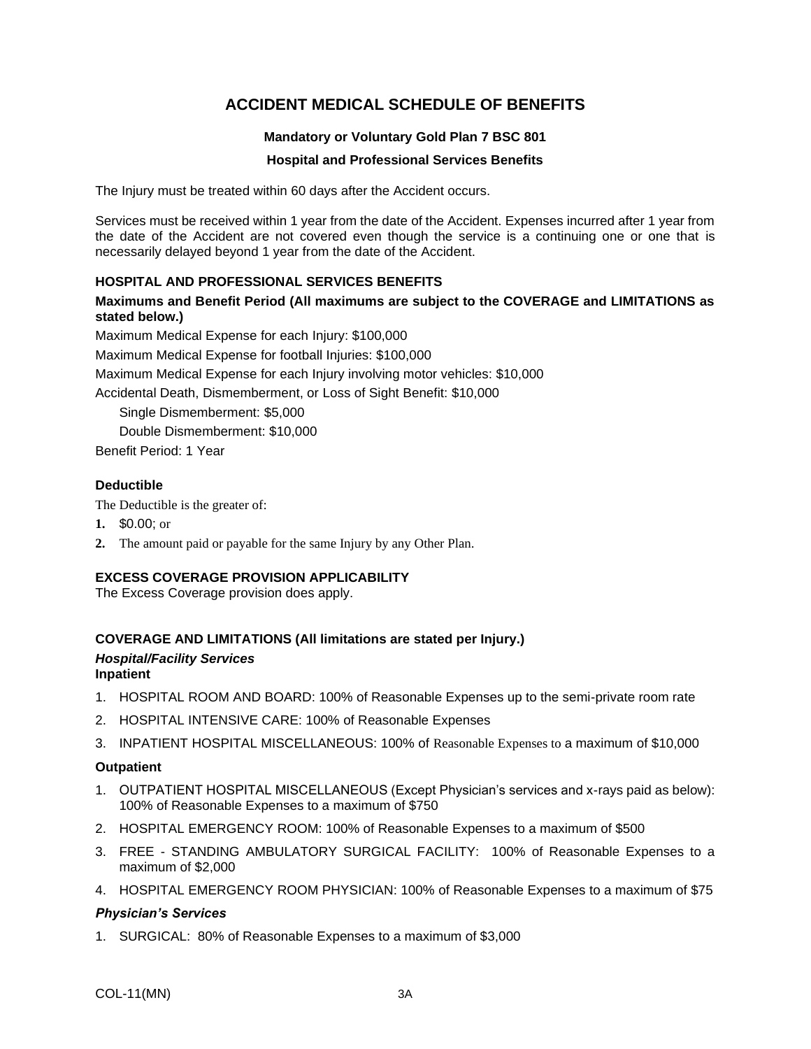# ACCIDENT MEDICAL SCHEDULE OF BENEFITS

### Mandatory or Voluntary Gold Plan 7 BSC 801

### Hospital and Professional Services Benefits

The Injury must be treated within 60 days after the Accident occurs.

Services must be received within 1 year from the date of the Accident. Expenses incurred after 1 year from the date of the Accident are not covered even though the service is a continuing one or one that is necessarily delayed beyond 1 year from the date of the Accident.

**HOSPITAL AND PROFESSIONAL SERVICES BENEFITS**

**Maximums and Benefit Period (All maximums are subject to the COVERAGE and LIMITATIONS as stated below.)**

Maximum Medical Expense for each Injury: $100,000

Maximum Medical Expense for football Injuries: $100,000

Maximum Medical Expense for each Injury involving motor vehicles: $10,000

Accidental Death, Dismemberment, or Loss of Sight Benefit: $10,000

Single Dismemberment: $5,000

Double Dismemberment: $10,000

Benefit Period: 1 Year

**Deductible**

The Deductible is the greater of:

1. $0.00; or
2. The amount paid or payable for the same Injury by any Other Plan.

**EXCESS COVERAGE PROVISION APPLICABILITY**

The Excess Coverage provision does apply.

**COVERAGE AND LIMITATIONS (All limitations are stated per Injury.)**

***Hospital/Facility Services***

**Inpatient**

1. HOSPITAL ROOM AND BOARD: 100% of Reasonable Expenses up to the semi-private room rate
2. HOSPITAL INTENSIVE CARE: 100% of Reasonable Expenses
3. INPATIENT HOSPITAL MISCELLANEOUS: 100% of Reasonable Expenses to a maximum of $10,000

**Outpatient**

1. OUTPATIENT HOSPITAL MISCELLANEOUS (Except Physician's services and x-rays paid as below): 100% of Reasonable Expenses to a maximum of $750
2. HOSPITAL EMERGENCY ROOM: 100% of Reasonable Expenses to a maximum of $500
3. FREE - STANDING AMBULATORY SURGICAL FACILITY: 100% of Reasonable Expenses to a maximum of $2,000
4. HOSPITAL EMERGENCY ROOM PHYSICIAN: 100% of Reasonable Expenses to a maximum of $75

***Physician's Services***

1. SURGICAL: 80% of Reasonable Expenses to a maximum of $3,000

COL-11(MN)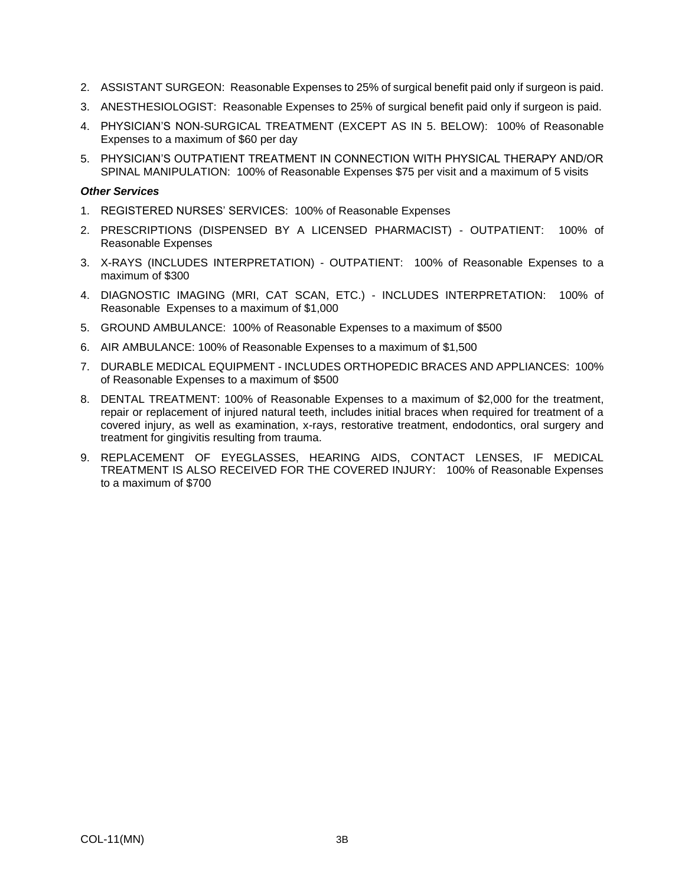2. ASSISTANT SURGEON: Reasonable Expenses to 25% of surgical benefit paid only if surgeon is paid.
3. ANESTHESIOLOGIST: Reasonable Expenses to 25% of surgical benefit paid only if surgeon is paid.
4. PHYSICIAN'S NON-SURGICAL TREATMENT (EXCEPT AS IN 5. BELOW): 100% of Reasonable Expenses to a maximum of $60 per day
5. PHYSICIAN'S OUTPATIENT TREATMENT IN CONNECTION WITH PHYSICAL THERAPY AND/OR SPINAL MANIPULATION: 100% of Reasonable Expenses $75 per visit and a maximum of 5 visits

***Other Services***

1. REGISTERED NURSES' SERVICES: 100% of Reasonable Expenses
2. PRESCRIPTIONS (DISPENSED BY A LICENSED PHARMACIST) - OUTPATIENT: 100% of Reasonable Expenses
3. X-RAYS (INCLUDES INTERPRETATION) - OUTPATIENT: 100% of Reasonable Expenses to a maximum of $300
4. DIAGNOSTIC IMAGING (MRI, CAT SCAN, ETC.) - INCLUDES INTERPRETATION: 100% of Reasonable Expenses to a maximum of $1,000
5. GROUND AMBULANCE: 100% of Reasonable Expenses to a maximum of $500
6. AIR AMBULANCE: 100% of Reasonable Expenses to a maximum of $1,500
7. DURABLE MEDICAL EQUIPMENT - INCLUDES ORTHOPEDIC BRACES AND APPLIANCES: 100% of Reasonable Expenses to a maximum of $500
8. DENTAL TREATMENT: 100% of Reasonable Expenses to a maximum of $2,000 for the treatment, repair or replacement of injured natural teeth, includes initial braces when required for treatment of a covered injury, as well as examination, x-rays, restorative treatment, endodontics, oral surgery and treatment for gingivitis resulting from trauma.
9. REPLACEMENT OF EYEGLASSES, HEARING AIDS, CONTACT LENSES, IF MEDICAL TREATMENT IS ALSO RECEIVED FOR THE COVERED INJURY: 100% of Reasonable Expenses to a maximum of $700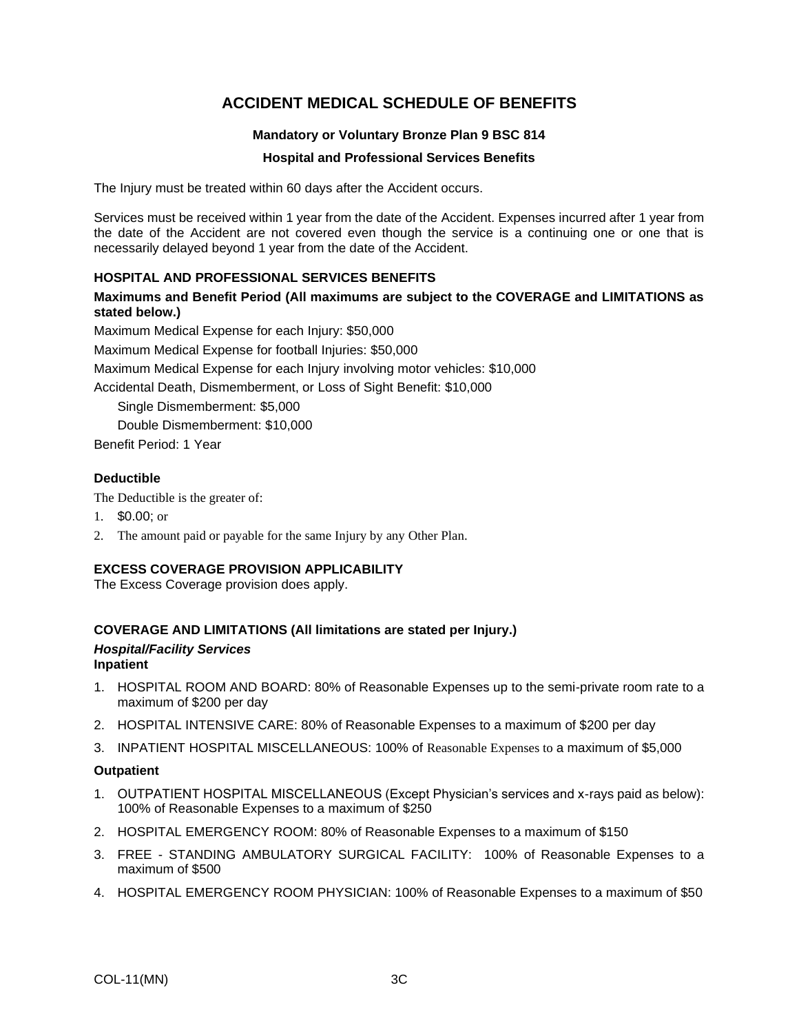# ACCIDENT MEDICAL SCHEDULE OF BENEFITS

### Mandatory or Voluntary Bronze Plan 9 BSC 814

### Hospital and Professional Services Benefits

The Injury must be treated within 60 days after the Accident occurs.

Services must be received within 1 year from the date of the Accident. Expenses incurred after 1 year from the date of the Accident are not covered even though the service is a continuing one or one that is necessarily delayed beyond 1 year from the date of the Accident.

**HOSPITAL AND PROFESSIONAL SERVICES BENEFITS**

**Maximums and Benefit Period (All maximums are subject to the COVERAGE and LIMITATIONS as stated below.)**

Maximum Medical Expense for each Injury: $50,000

Maximum Medical Expense for football Injuries: $50,000

Maximum Medical Expense for each Injury involving motor vehicles: $10,000

Accidental Death, Dismemberment, or Loss of Sight Benefit: $10,000

Single Dismemberment: $5,000

Double Dismemberment: $10,000

Benefit Period: 1 Year

**Deductible**

The Deductible is the greater of:

1. $0.00; or
2. The amount paid or payable for the same Injury by any Other Plan.

**EXCESS COVERAGE PROVISION APPLICABILITY**

The Excess Coverage provision does apply.

**COVERAGE AND LIMITATIONS (All limitations are stated per Injury.)**

***Hospital/Facility Services***

**Inpatient**

1. HOSPITAL ROOM AND BOARD: 80% of Reasonable Expenses up to the semi-private room rate to a maximum of $200 per day
2. HOSPITAL INTENSIVE CARE: 80% of Reasonable Expenses to a maximum of $200 per day
3. INPATIENT HOSPITAL MISCELLANEOUS: 100% of Reasonable Expenses to a maximum of $5,000

**Outpatient**

1. OUTPATIENT HOSPITAL MISCELLANEOUS (Except Physician's services and x-rays paid as below): 100% of Reasonable Expenses to a maximum of $250
2. HOSPITAL EMERGENCY ROOM: 80% of Reasonable Expenses to a maximum of $150
3. FREE - STANDING AMBULATORY SURGICAL FACILITY: 100% of Reasonable Expenses to a maximum of $500
4. HOSPITAL EMERGENCY ROOM PHYSICIAN: 100% of Reasonable Expenses to a maximum of $50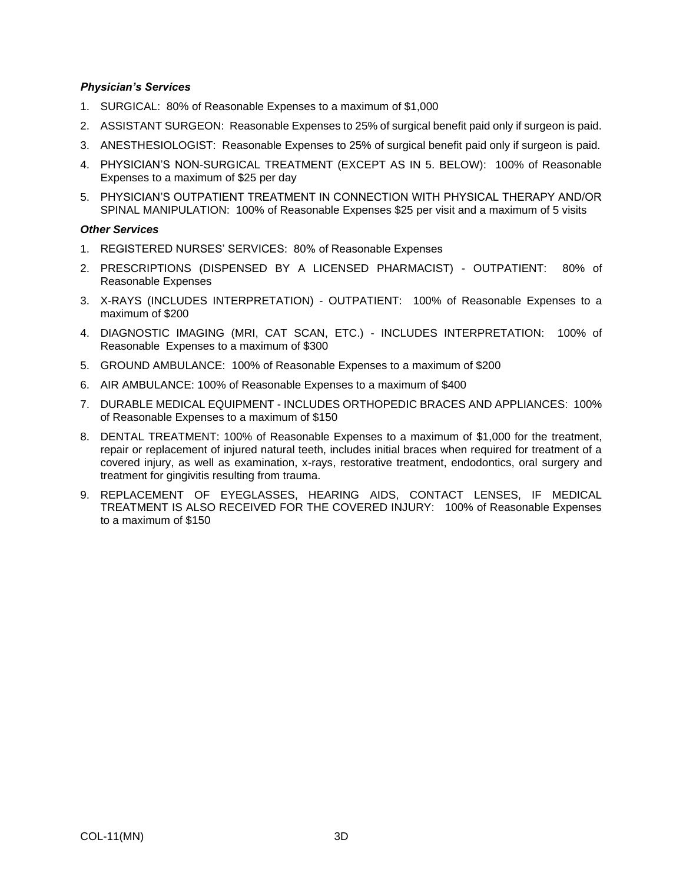***Physician's Services***

1. SURGICAL: 80% of Reasonable Expenses to a maximum of $1,000
2. ASSISTANT SURGEON: Reasonable Expenses to 25% of surgical benefit paid only if surgeon is paid.
3. ANESTHESIOLOGIST: Reasonable Expenses to 25% of surgical benefit paid only if surgeon is paid.
4. PHYSICIAN'S NON-SURGICAL TREATMENT (EXCEPT AS IN 5. BELOW): 100% of Reasonable Expenses to a maximum of $25 per day
5. PHYSICIAN'S OUTPATIENT TREATMENT IN CONNECTION WITH PHYSICAL THERAPY AND/OR SPINAL MANIPULATION: 100% of Reasonable Expenses $25 per visit and a maximum of 5 visits

***Other Services***

1. REGISTERED NURSES' SERVICES: 80% of Reasonable Expenses
2. PRESCRIPTIONS (DISPENSED BY A LICENSED PHARMACIST) - OUTPATIENT: 80% of Reasonable Expenses
3. X-RAYS (INCLUDES INTERPRETATION) - OUTPATIENT: 100% of Reasonable Expenses to a maximum of $200
4. DIAGNOSTIC IMAGING (MRI, CAT SCAN, ETC.) - INCLUDES INTERPRETATION: 100% of Reasonable Expenses to a maximum of $300
5. GROUND AMBULANCE: 100% of Reasonable Expenses to a maximum of $200
6. AIR AMBULANCE: 100% of Reasonable Expenses to a maximum of $400
7. DURABLE MEDICAL EQUIPMENT - INCLUDES ORTHOPEDIC BRACES AND APPLIANCES: 100% of Reasonable Expenses to a maximum of $150
8. DENTAL TREATMENT: 100% of Reasonable Expenses to a maximum of $1,000 for the treatment, repair or replacement of injured natural teeth, includes initial braces when required for treatment of a covered injury, as well as examination, x-rays, restorative treatment, endodontics, oral surgery and treatment for gingivitis resulting from trauma.
9. REPLACEMENT OF EYEGLASSES, HEARING AIDS, CONTACT LENSES, IF MEDICAL TREATMENT IS ALSO RECEIVED FOR THE COVERED INJURY: 100% of Reasonable Expenses to a maximum of $150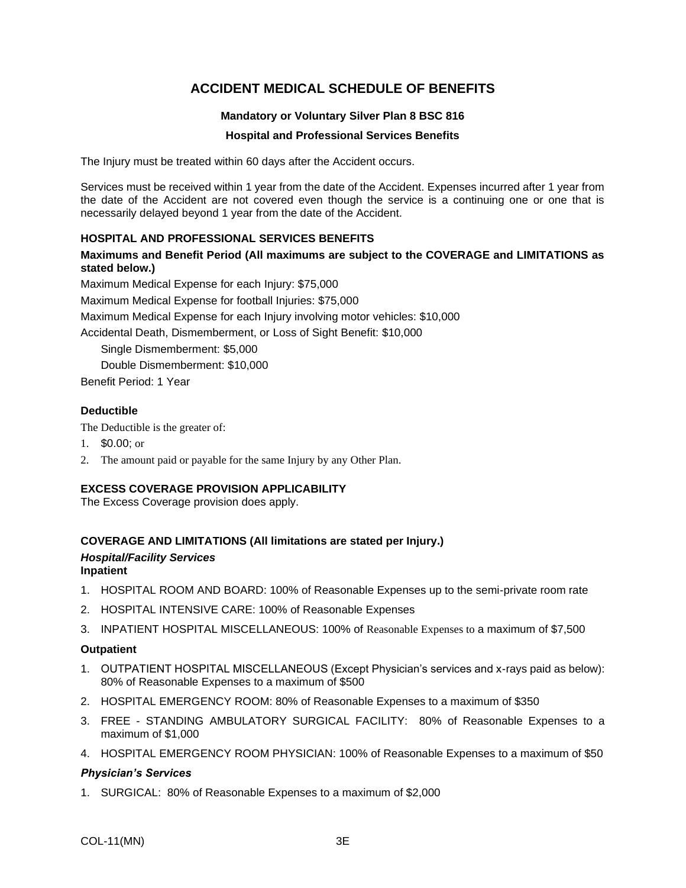# ACCIDENT MEDICAL SCHEDULE OF BENEFITS

### Mandatory or Voluntary Silver Plan 8 BSC 816

### Hospital and Professional Services Benefits

The Injury must be treated within 60 days after the Accident occurs.

Services must be received within 1 year from the date of the Accident. Expenses incurred after 1 year from the date of the Accident are not covered even though the service is a continuing one or one that is necessarily delayed beyond 1 year from the date of the Accident.

**HOSPITAL AND PROFESSIONAL SERVICES BENEFITS**

**Maximums and Benefit Period (All maximums are subject to the COVERAGE and LIMITATIONS as stated below.)**

Maximum Medical Expense for each Injury: $75,000

Maximum Medical Expense for football Injuries: $75,000

Maximum Medical Expense for each Injury involving motor vehicles: $10,000

Accidental Death, Dismemberment, or Loss of Sight Benefit: $10,000

Single Dismemberment: $5,000

Double Dismemberment: $10,000

Benefit Period: 1 Year

**Deductible**

The Deductible is the greater of:

1. $0.00; or
2. The amount paid or payable for the same Injury by any Other Plan.

**EXCESS COVERAGE PROVISION APPLICABILITY**

The Excess Coverage provision does apply.

**COVERAGE AND LIMITATIONS (All limitations are stated per Injury.)**

***Hospital/Facility Services***

**Inpatient**

1. HOSPITAL ROOM AND BOARD: 100% of Reasonable Expenses up to the semi-private room rate
2. HOSPITAL INTENSIVE CARE: 100% of Reasonable Expenses
3. INPATIENT HOSPITAL MISCELLANEOUS: 100% of Reasonable Expenses to a maximum of $7,500

**Outpatient**

1. OUTPATIENT HOSPITAL MISCELLANEOUS (Except Physician's services and x-rays paid as below): 80% of Reasonable Expenses to a maximum of $500
2. HOSPITAL EMERGENCY ROOM: 80% of Reasonable Expenses to a maximum of $350
3. FREE - STANDING AMBULATORY SURGICAL FACILITY: 80% of Reasonable Expenses to a maximum of $1,000
4. HOSPITAL EMERGENCY ROOM PHYSICIAN: 100% of Reasonable Expenses to a maximum of $50

***Physician's Services***

1. SURGICAL: 80% of Reasonable Expenses to a maximum of $2,000

COL-11(MN) 3E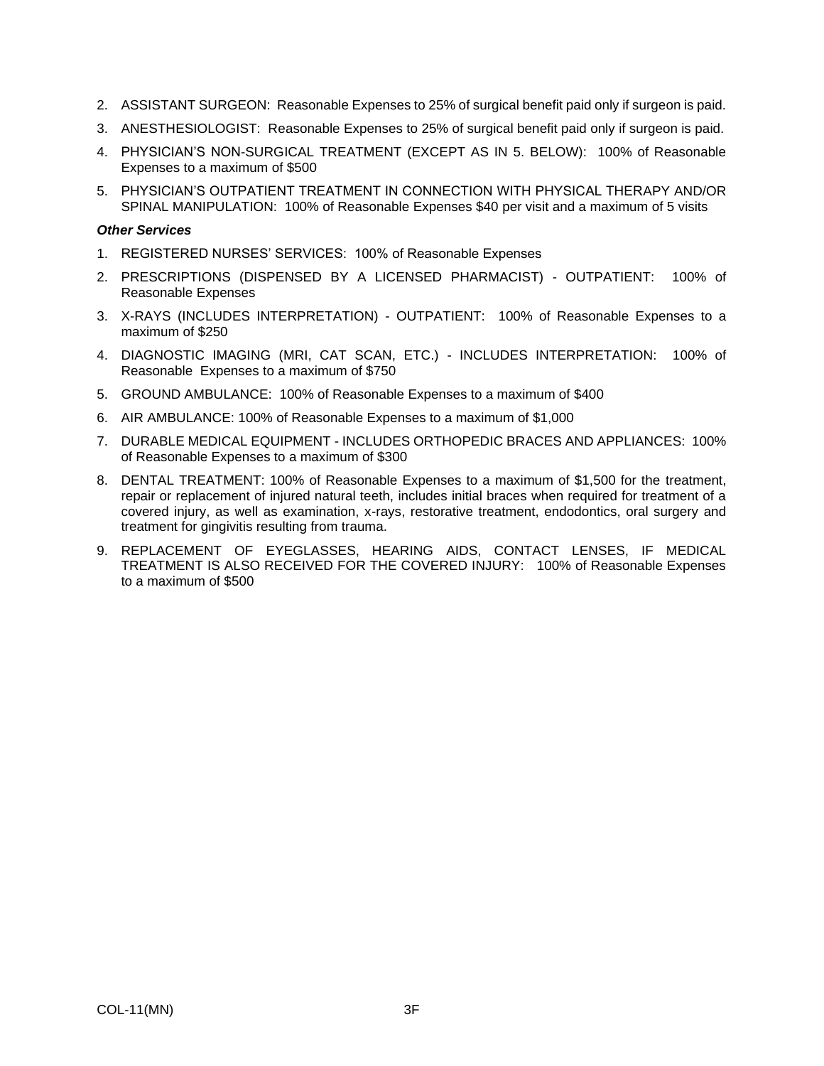2. ASSISTANT SURGEON: Reasonable Expenses to 25% of surgical benefit paid only if surgeon is paid.
3. ANESTHESIOLOGIST: Reasonable Expenses to 25% of surgical benefit paid only if surgeon is paid.
4. PHYSICIAN'S NON-SURGICAL TREATMENT (EXCEPT AS IN 5. BELOW): 100% of Reasonable Expenses to a maximum of $500
5. PHYSICIAN'S OUTPATIENT TREATMENT IN CONNECTION WITH PHYSICAL THERAPY AND/OR SPINAL MANIPULATION: 100% of Reasonable Expenses $40 per visit and a maximum of 5 visits

***Other Services***

1. REGISTERED NURSES' SERVICES: 100% of Reasonable Expenses
2. PRESCRIPTIONS (DISPENSED BY A LICENSED PHARMACIST) - OUTPATIENT: 100% of Reasonable Expenses
3. X-RAYS (INCLUDES INTERPRETATION) - OUTPATIENT: 100% of Reasonable Expenses to a maximum of $250
4. DIAGNOSTIC IMAGING (MRI, CAT SCAN, ETC.) - INCLUDES INTERPRETATION: 100% of Reasonable Expenses to a maximum of $750
5. GROUND AMBULANCE: 100% of Reasonable Expenses to a maximum of $400
6. AIR AMBULANCE: 100% of Reasonable Expenses to a maximum of $1,000
7. DURABLE MEDICAL EQUIPMENT - INCLUDES ORTHOPEDIC BRACES AND APPLIANCES: 100% of Reasonable Expenses to a maximum of $300
8. DENTAL TREATMENT: 100% of Reasonable Expenses to a maximum of $1,500 for the treatment, repair or replacement of injured natural teeth, includes initial braces when required for treatment of a covered injury, as well as examination, x-rays, restorative treatment, endodontics, oral surgery and treatment for gingivitis resulting from trauma.
9. REPLACEMENT OF EYEGLASSES, HEARING AIDS, CONTACT LENSES, IF MEDICAL TREATMENT IS ALSO RECEIVED FOR THE COVERED INJURY: 100% of Reasonable Expenses to a maximum of $500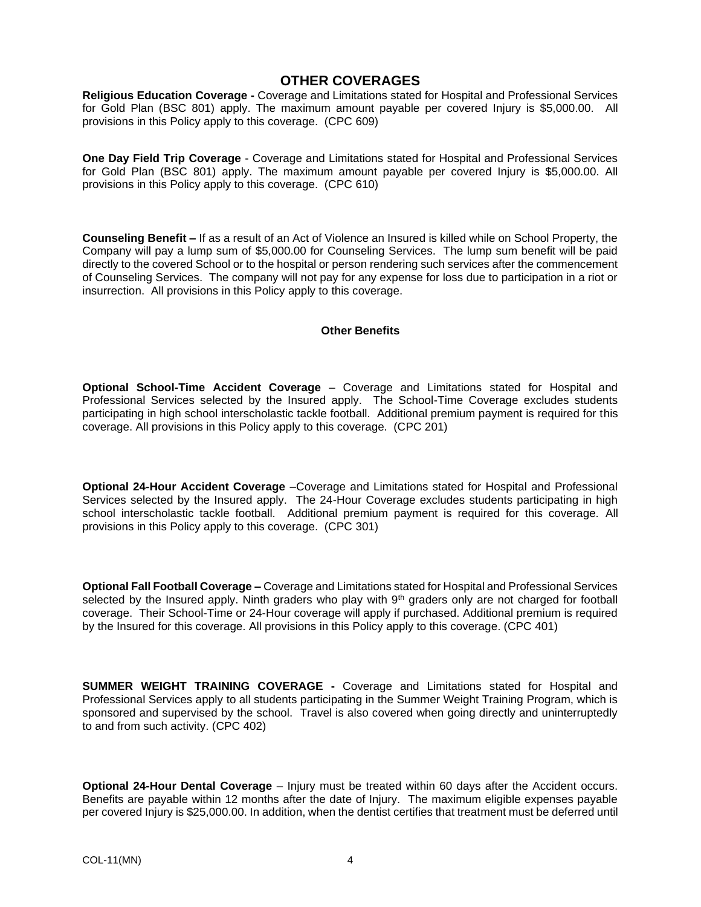## OTHER COVERAGES

**Religious Education Coverage -** Coverage and Limitations stated for Hospital and Professional Services for Gold Plan (BSC 801) apply. The maximum amount payable per covered Injury is $5,000.00. All provisions in this Policy apply to this coverage. (CPC 609)

**One Day Field Trip Coverage** - Coverage and Limitations stated for Hospital and Professional Services for Gold Plan (BSC 801) apply. The maximum amount payable per covered Injury is $5,000.00. All provisions in this Policy apply to this coverage. (CPC 610)

**Counseling Benefit –** If as a result of an Act of Violence an Insured is killed while on School Property, the Company will pay a lump sum of $5,000.00 for Counseling Services. The lump sum benefit will be paid directly to the covered School or to the hospital or person rendering such services after the commencement of Counseling Services. The company will not pay for any expense for loss due to participation in a riot or insurrection. All provisions in this Policy apply to this coverage.

### Other Benefits

**Optional School-Time Accident Coverage** – Coverage and Limitations stated for Hospital and Professional Services selected by the Insured apply. The School-Time Coverage excludes students participating in high school interscholastic tackle football. Additional premium payment is required for this coverage. All provisions in this Policy apply to this coverage. (CPC 201)

**Optional 24-Hour Accident Coverage** –Coverage and Limitations stated for Hospital and Professional Services selected by the Insured apply. The 24-Hour Coverage excludes students participating in high school interscholastic tackle football. Additional premium payment is required for this coverage. All provisions in this Policy apply to this coverage. (CPC 301)

**Optional Fall Football Coverage –** Coverage and Limitations stated for Hospital and Professional Services selected by the Insured apply. Ninth graders who play with 9th graders only are not charged for football coverage. Their School-Time or 24-Hour coverage will apply if purchased. Additional premium is required by the Insured for this coverage. All provisions in this Policy apply to this coverage. (CPC 401)

**SUMMER WEIGHT TRAINING COVERAGE -** Coverage and Limitations stated for Hospital and Professional Services apply to all students participating in the Summer Weight Training Program, which is sponsored and supervised by the school. Travel is also covered when going directly and uninterruptedly to and from such activity. (CPC 402)

**Optional 24-Hour Dental Coverage** – Injury must be treated within 60 days after the Accident occurs. Benefits are payable within 12 months after the date of Injury. The maximum eligible expenses payable per covered Injury is $25,000.00. In addition, when the dentist certifies that treatment must be deferred until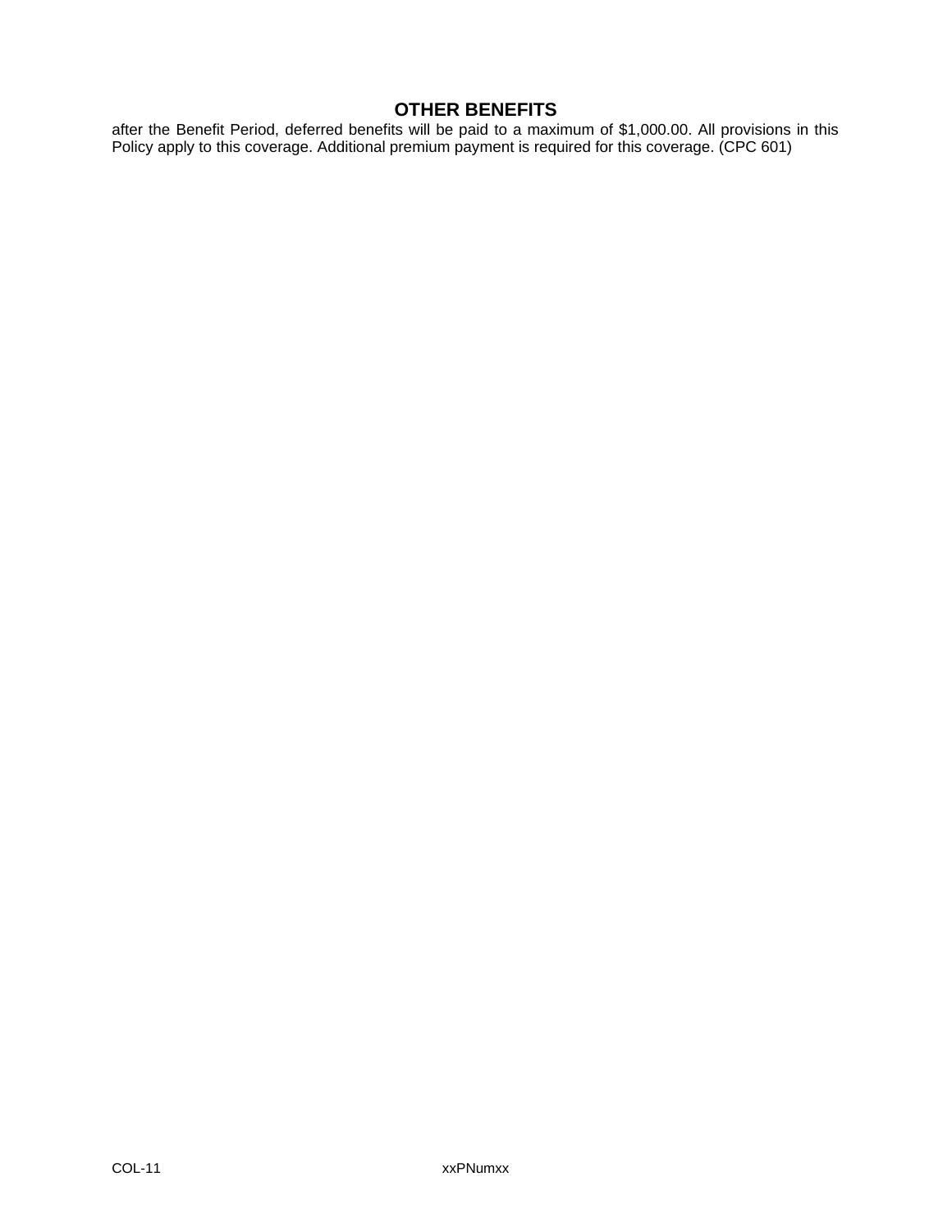# OTHER BENEFITS

after the Benefit Period, deferred benefits will be paid to a maximum of $1,000.00. All provisions in this Policy apply to this coverage. Additional premium payment is required for this coverage. (CPC 601)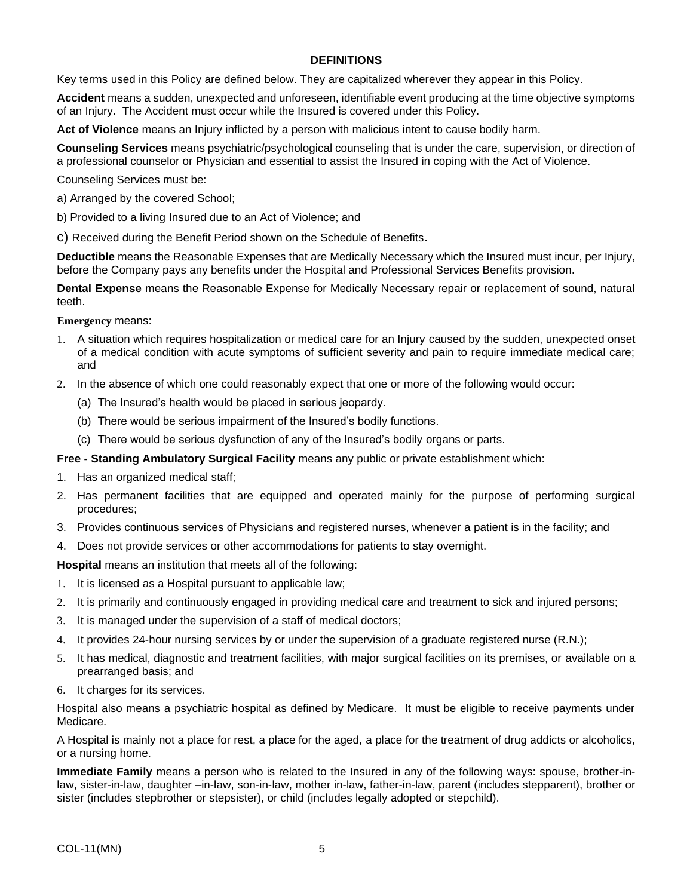## DEFINITIONS

Key terms used in this Policy are defined below. They are capitalized wherever they appear in this Policy.

**Accident** means a sudden, unexpected and unforeseen, identifiable event producing at the time objective symptoms of an Injury. The Accident must occur while the Insured is covered under this Policy.

**Act of Violence** means an Injury inflicted by a person with malicious intent to cause bodily harm.

**Counseling Services** means psychiatric/psychological counseling that is under the care, supervision, or direction of a professional counselor or Physician and essential to assist the Insured in coping with the Act of Violence.

Counseling Services must be:

a) Arranged by the covered School;

b) Provided to a living Insured due to an Act of Violence; and

c) Received during the Benefit Period shown on the Schedule of Benefits.

**Deductible** means the Reasonable Expenses that are Medically Necessary which the Insured must incur, per Injury, before the Company pays any benefits under the Hospital and Professional Services Benefits provision.

**Dental Expense** means the Reasonable Expense for Medically Necessary repair or replacement of sound, natural teeth.

**Emergency** means:

1. A situation which requires hospitalization or medical care for an Injury caused by the sudden, unexpected onset of a medical condition with acute symptoms of sufficient severity and pain to require immediate medical care; and
2. In the absence of which one could reasonably expect that one or more of the following would occur:
   (a) The Insured's health would be placed in serious jeopardy.
   (b) There would be serious impairment of the Insured's bodily functions.
   (c) There would be serious dysfunction of any of the Insured's bodily organs or parts.

**Free - Standing Ambulatory Surgical Facility** means any public or private establishment which:

1. Has an organized medical staff;
2. Has permanent facilities that are equipped and operated mainly for the purpose of performing surgical procedures;
3. Provides continuous services of Physicians and registered nurses, whenever a patient is in the facility; and
4. Does not provide services or other accommodations for patients to stay overnight.

**Hospital** means an institution that meets all of the following:

1. It is licensed as a Hospital pursuant to applicable law;
2. It is primarily and continuously engaged in providing medical care and treatment to sick and injured persons;
3. It is managed under the supervision of a staff of medical doctors;
4. It provides 24-hour nursing services by or under the supervision of a graduate registered nurse (R.N.);
5. It has medical, diagnostic and treatment facilities, with major surgical facilities on its premises, or available on a prearranged basis; and
6. It charges for its services.

Hospital also means a psychiatric hospital as defined by Medicare. It must be eligible to receive payments under Medicare.

A Hospital is mainly not a place for rest, a place for the aged, a place for the treatment of drug addicts or alcoholics, or a nursing home.

**Immediate Family** means a person who is related to the Insured in any of the following ways: spouse, brother-in-law, sister-in-law, daughter –in-law, son-in-law, mother in-law, father-in-law, parent (includes stepparent), brother or sister (includes stepbrother or stepsister), or child (includes legally adopted or stepchild).

COL-11(MN)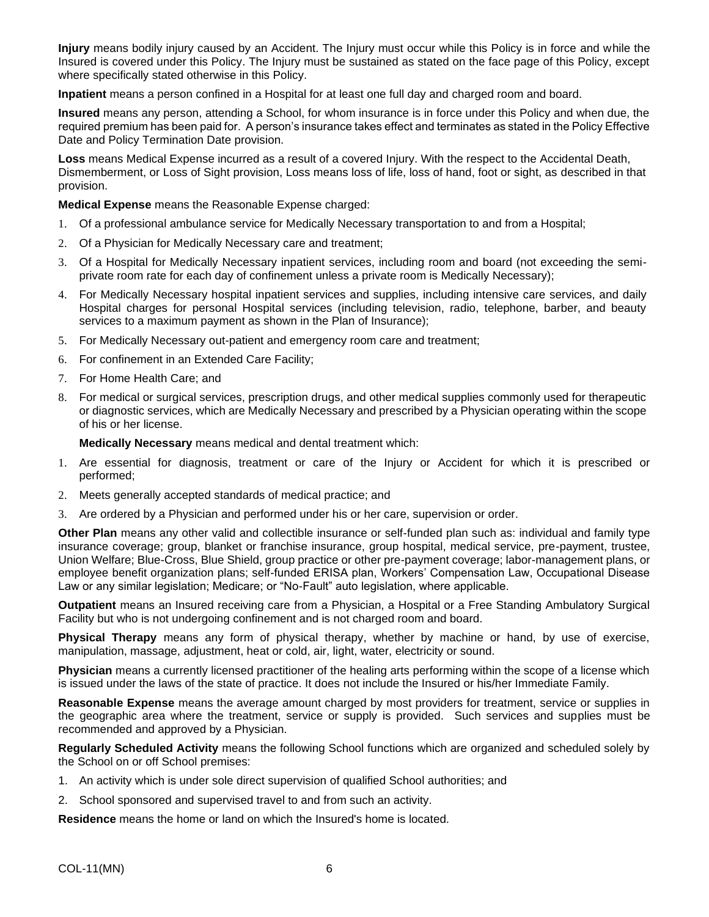**Injury** means bodily injury caused by an Accident. The Injury must occur while this Policy is in force and while the Insured is covered under this Policy. The Injury must be sustained as stated on the face page of this Policy, except where specifically stated otherwise in this Policy.

**Inpatient** means a person confined in a Hospital for at least one full day and charged room and board.

**Insured** means any person, attending a School, for whom insurance is in force under this Policy and when due, the required premium has been paid for. A person's insurance takes effect and terminates as stated in the Policy Effective Date and Policy Termination Date provision.

**Loss** means Medical Expense incurred as a result of a covered Injury. With the respect to the Accidental Death, Dismemberment, or Loss of Sight provision, Loss means loss of life, loss of hand, foot or sight, as described in that provision.

**Medical Expense** means the Reasonable Expense charged:

1. Of a professional ambulance service for Medically Necessary transportation to and from a Hospital;
2. Of a Physician for Medically Necessary care and treatment;
3. Of a Hospital for Medically Necessary inpatient services, including room and board (not exceeding the semi-private room rate for each day of confinement unless a private room is Medically Necessary);
4. For Medically Necessary hospital inpatient services and supplies, including intensive care services, and daily Hospital charges for personal Hospital services (including television, radio, telephone, barber, and beauty services to a maximum payment as shown in the Plan of Insurance);
5. For Medically Necessary out-patient and emergency room care and treatment;
6. For confinement in an Extended Care Facility;
7. For Home Health Care; and
8. For medical or surgical services, prescription drugs, and other medical supplies commonly used for therapeutic or diagnostic services, which are Medically Necessary and prescribed by a Physician operating within the scope of his or her license.

**Medically Necessary** means medical and dental treatment which:

1. Are essential for diagnosis, treatment or care of the Injury or Accident for which it is prescribed or performed;
2. Meets generally accepted standards of medical practice; and
3. Are ordered by a Physician and performed under his or her care, supervision or order.

**Other Plan** means any other valid and collectible insurance or self-funded plan such as: individual and family type insurance coverage; group, blanket or franchise insurance, group hospital, medical service, pre-payment, trustee, Union Welfare; Blue-Cross, Blue Shield, group practice or other pre-payment coverage; labor-management plans, or employee benefit organization plans; self-funded ERISA plan, Workers' Compensation Law, Occupational Disease Law or any similar legislation; Medicare; or "No-Fault" auto legislation, where applicable.

**Outpatient** means an Insured receiving care from a Physician, a Hospital or a Free Standing Ambulatory Surgical Facility but who is not undergoing confinement and is not charged room and board.

**Physical Therapy** means any form of physical therapy, whether by machine or hand, by use of exercise, manipulation, massage, adjustment, heat or cold, air, light, water, electricity or sound.

**Physician** means a currently licensed practitioner of the healing arts performing within the scope of a license which is issued under the laws of the state of practice. It does not include the Insured or his/her Immediate Family.

**Reasonable Expense** means the average amount charged by most providers for treatment, service or supplies in the geographic area where the treatment, service or supply is provided. Such services and supplies must be recommended and approved by a Physician.

**Regularly Scheduled Activity** means the following School functions which are organized and scheduled solely by the School on or off School premises:

1. An activity which is under sole direct supervision of qualified School authorities; and
2. School sponsored and supervised travel to and from such an activity.

**Residence** means the home or land on which the Insured's home is located.

COL-11(MN)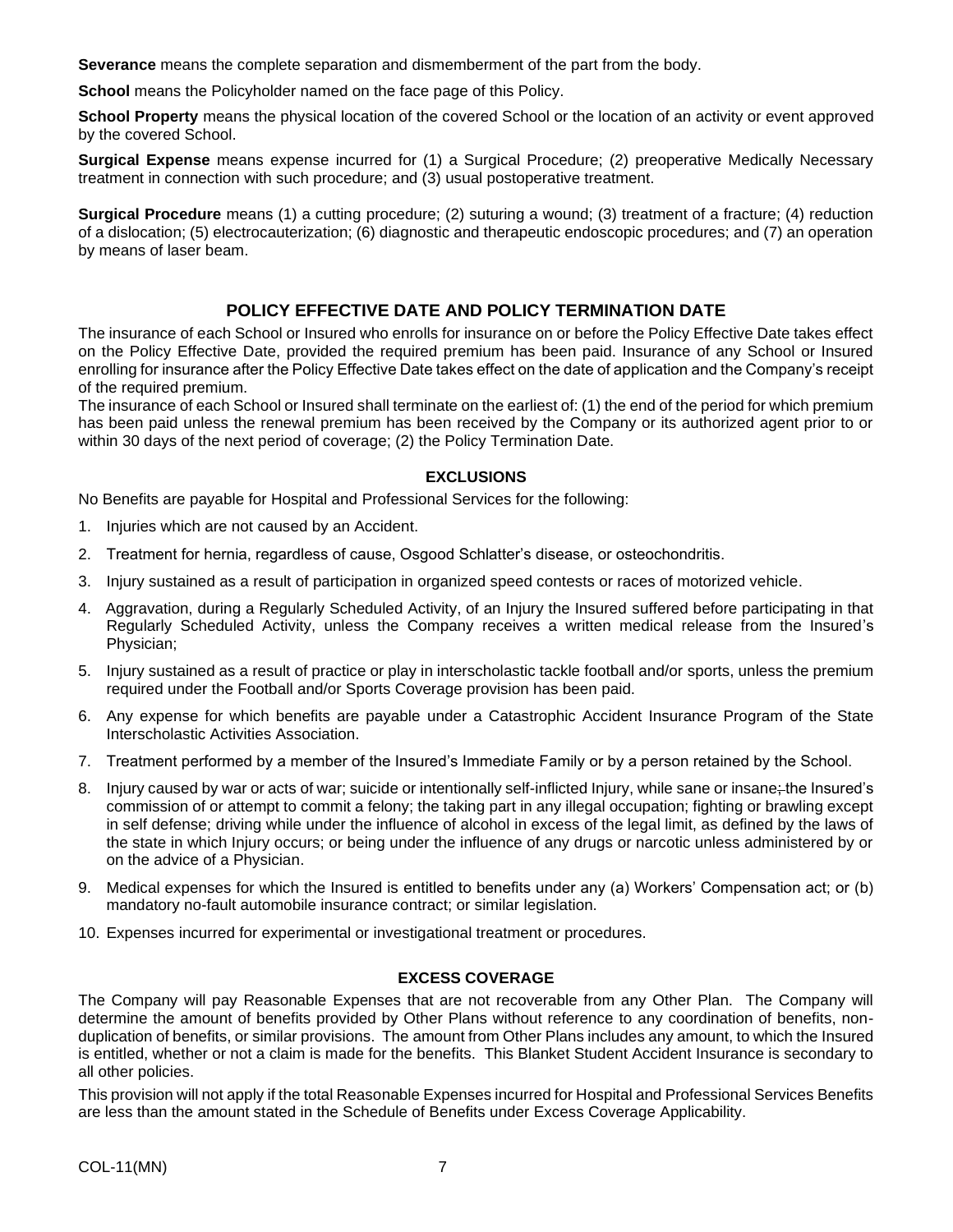**Severance** means the complete separation and dismemberment of the part from the body.

**School** means the Policyholder named on the face page of this Policy.

**School Property** means the physical location of the covered School or the location of an activity or event approved by the covered School.

**Surgical Expense** means expense incurred for (1) a Surgical Procedure; (2) preoperative Medically Necessary treatment in connection with such procedure; and (3) usual postoperative treatment.

**Surgical Procedure** means (1) a cutting procedure; (2) suturing a wound; (3) treatment of a fracture; (4) reduction of a dislocation; (5) electrocauterization; (6) diagnostic and therapeutic endoscopic procedures; and (7) an operation by means of laser beam.

## POLICY EFFECTIVE DATE AND POLICY TERMINATION DATE

The insurance of each School or Insured who enrolls for insurance on or before the Policy Effective Date takes effect on the Policy Effective Date, provided the required premium has been paid. Insurance of any School or Insured enrolling for insurance after the Policy Effective Date takes effect on the date of application and the Company's receipt of the required premium.

The insurance of each School or Insured shall terminate on the earliest of: (1) the end of the period for which premium has been paid unless the renewal premium has been received by the Company or its authorized agent prior to or within 30 days of the next period of coverage; (2) the Policy Termination Date.

### EXCLUSIONS

No Benefits are payable for Hospital and Professional Services for the following:

1. Injuries which are not caused by an Accident.
2. Treatment for hernia, regardless of cause, Osgood Schlatter's disease, or osteochondritis.
3. Injury sustained as a result of participation in organized speed contests or races of motorized vehicle.
4. Aggravation, during a Regularly Scheduled Activity, of an Injury the Insured suffered before participating in that Regularly Scheduled Activity, unless the Company receives a written medical release from the Insured's Physician;
5. Injury sustained as a result of practice or play in interscholastic tackle football and/or sports, unless the premium required under the Football and/or Sports Coverage provision has been paid.
6. Any expense for which benefits are payable under a Catastrophic Accident Insurance Program of the State Interscholastic Activities Association.
7. Treatment performed by a member of the Insured's Immediate Family or by a person retained by the School.
8. Injury caused by war or acts of war; suicide or intentionally self-inflicted Injury, while sane or insane; the Insured's commission of or attempt to commit a felony; the taking part in any illegal occupation; fighting or brawling except in self defense; driving while under the influence of alcohol in excess of the legal limit, as defined by the laws of the state in which Injury occurs; or being under the influence of any drugs or narcotic unless administered by or on the advice of a Physician.
9. Medical expenses for which the Insured is entitled to benefits under any (a) Workers' Compensation act; or (b) mandatory no-fault automobile insurance contract; or similar legislation.
10. Expenses incurred for experimental or investigational treatment or procedures.

### EXCESS COVERAGE

The Company will pay Reasonable Expenses that are not recoverable from any Other Plan. The Company will determine the amount of benefits provided by Other Plans without reference to any coordination of benefits, non-duplication of benefits, or similar provisions. The amount from Other Plans includes any amount, to which the Insured is entitled, whether or not a claim is made for the benefits. This Blanket Student Accident Insurance is secondary to all other policies.

This provision will not apply if the total Reasonable Expenses incurred for Hospital and Professional Services Benefits are less than the amount stated in the Schedule of Benefits under Excess Coverage Applicability.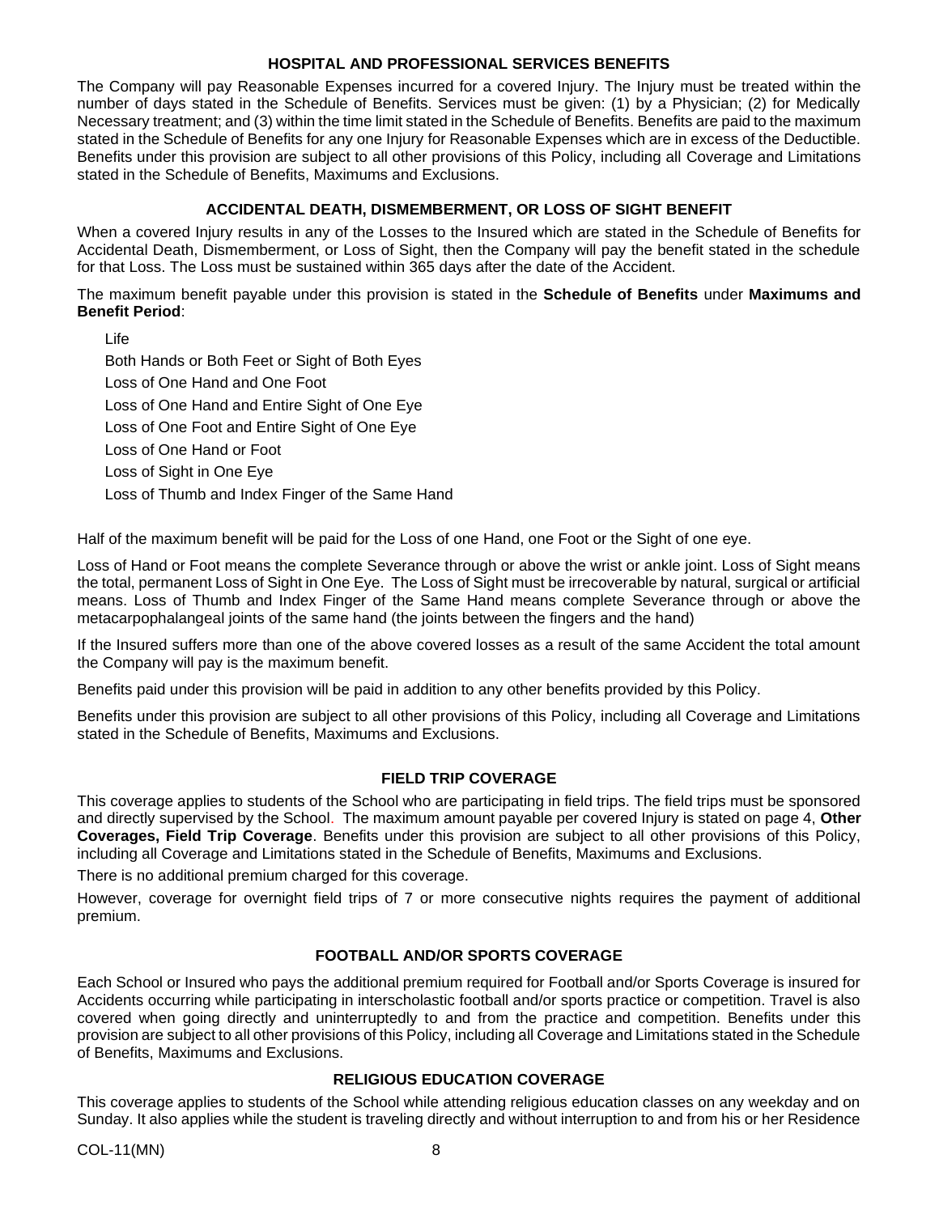## HOSPITAL AND PROFESSIONAL SERVICES BENEFITS

The Company will pay Reasonable Expenses incurred for a covered Injury. The Injury must be treated within the number of days stated in the Schedule of Benefits. Services must be given: (1) by a Physician; (2) for Medically Necessary treatment; and (3) within the time limit stated in the Schedule of Benefits. Benefits are paid to the maximum stated in the Schedule of Benefits for any one Injury for Reasonable Expenses which are in excess of the Deductible. Benefits under this provision are subject to all other provisions of this Policy, including all Coverage and Limitations stated in the Schedule of Benefits, Maximums and Exclusions.

## ACCIDENTAL DEATH, DISMEMBERMENT, OR LOSS OF SIGHT BENEFIT

When a covered Injury results in any of the Losses to the Insured which are stated in the Schedule of Benefits for Accidental Death, Dismemberment, or Loss of Sight, then the Company will pay the benefit stated in the schedule for that Loss. The Loss must be sustained within 365 days after the date of the Accident.

The maximum benefit payable under this provision is stated in the **Schedule of Benefits** under **Maximums and Benefit Period**:

Life
Both Hands or Both Feet or Sight of Both Eyes
Loss of One Hand and One Foot
Loss of One Hand and Entire Sight of One Eye
Loss of One Foot and Entire Sight of One Eye
Loss of One Hand or Foot
Loss of Sight in One Eye
Loss of Thumb and Index Finger of the Same Hand

Half of the maximum benefit will be paid for the Loss of one Hand, one Foot or the Sight of one eye.

Loss of Hand or Foot means the complete Severance through or above the wrist or ankle joint. Loss of Sight means the total, permanent Loss of Sight in One Eye. The Loss of Sight must be irrecoverable by natural, surgical or artificial means. Loss of Thumb and Index Finger of the Same Hand means complete Severance through or above the metacarpophalangeal joints of the same hand (the joints between the fingers and the hand)

If the Insured suffers more than one of the above covered losses as a result of the same Accident the total amount the Company will pay is the maximum benefit.

Benefits paid under this provision will be paid in addition to any other benefits provided by this Policy.

Benefits under this provision are subject to all other provisions of this Policy, including all Coverage and Limitations stated in the Schedule of Benefits, Maximums and Exclusions.

## FIELD TRIP COVERAGE

This coverage applies to students of the School who are participating in field trips. The field trips must be sponsored and directly supervised by the School. The maximum amount payable per covered Injury is stated on page 4, **Other Coverages, Field Trip Coverage**. Benefits under this provision are subject to all other provisions of this Policy, including all Coverage and Limitations stated in the Schedule of Benefits, Maximums and Exclusions.

There is no additional premium charged for this coverage.

However, coverage for overnight field trips of 7 or more consecutive nights requires the payment of additional premium.

## FOOTBALL AND/OR SPORTS COVERAGE

Each School or Insured who pays the additional premium required for Football and/or Sports Coverage is insured for Accidents occurring while participating in interscholastic football and/or sports practice or competition. Travel is also covered when going directly and uninterruptedly to and from the practice and competition. Benefits under this provision are subject to all other provisions of this Policy, including all Coverage and Limitations stated in the Schedule of Benefits, Maximums and Exclusions.

## RELIGIOUS EDUCATION COVERAGE

This coverage applies to students of the School while attending religious education classes on any weekday and on Sunday. It also applies while the student is traveling directly and without interruption to and from his or her Residence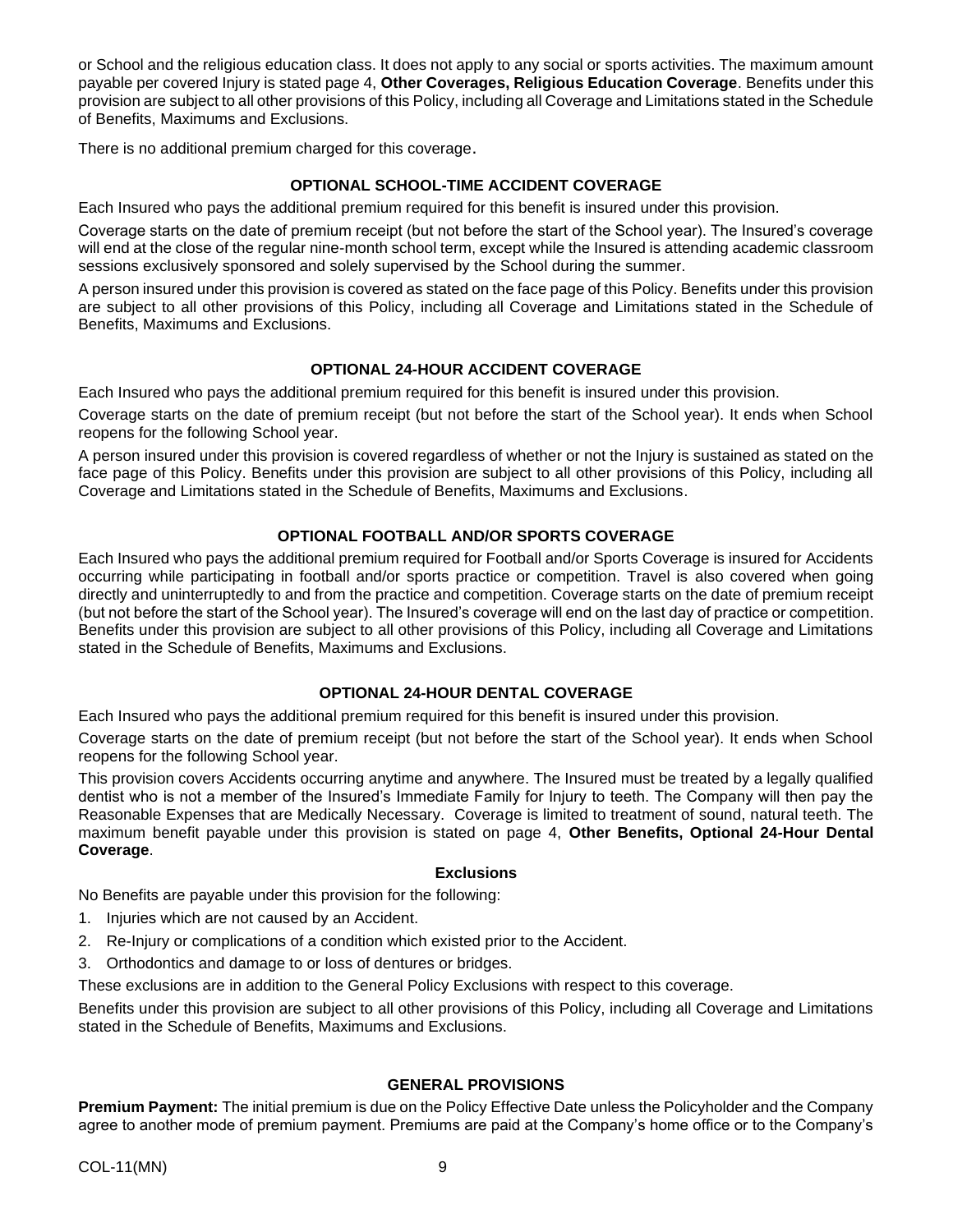or School and the religious education class. It does not apply to any social or sports activities. The maximum amount payable per covered Injury is stated page 4, **Other Coverages, Religious Education Coverage**. Benefits under this provision are subject to all other provisions of this Policy, including all Coverage and Limitations stated in the Schedule of Benefits, Maximums and Exclusions.

There is no additional premium charged for this coverage.

## OPTIONAL SCHOOL-TIME ACCIDENT COVERAGE

Each Insured who pays the additional premium required for this benefit is insured under this provision.

Coverage starts on the date of premium receipt (but not before the start of the School year). The Insured's coverage will end at the close of the regular nine-month school term, except while the Insured is attending academic classroom sessions exclusively sponsored and solely supervised by the School during the summer.

A person insured under this provision is covered as stated on the face page of this Policy. Benefits under this provision are subject to all other provisions of this Policy, including all Coverage and Limitations stated in the Schedule of Benefits, Maximums and Exclusions.

## OPTIONAL 24-HOUR ACCIDENT COVERAGE

Each Insured who pays the additional premium required for this benefit is insured under this provision.

Coverage starts on the date of premium receipt (but not before the start of the School year). It ends when School reopens for the following School year.

A person insured under this provision is covered regardless of whether or not the Injury is sustained as stated on the face page of this Policy. Benefits under this provision are subject to all other provisions of this Policy, including all Coverage and Limitations stated in the Schedule of Benefits, Maximums and Exclusions.

## OPTIONAL FOOTBALL AND/OR SPORTS COVERAGE

Each Insured who pays the additional premium required for Football and/or Sports Coverage is insured for Accidents occurring while participating in football and/or sports practice or competition. Travel is also covered when going directly and uninterruptedly to and from the practice and competition. Coverage starts on the date of premium receipt (but not before the start of the School year). The Insured's coverage will end on the last day of practice or competition. Benefits under this provision are subject to all other provisions of this Policy, including all Coverage and Limitations stated in the Schedule of Benefits, Maximums and Exclusions.

## OPTIONAL 24-HOUR DENTAL COVERAGE

Each Insured who pays the additional premium required for this benefit is insured under this provision.

Coverage starts on the date of premium receipt (but not before the start of the School year). It ends when School reopens for the following School year.

This provision covers Accidents occurring anytime and anywhere. The Insured must be treated by a legally qualified dentist who is not a member of the Insured's Immediate Family for Injury to teeth. The Company will then pay the Reasonable Expenses that are Medically Necessary. Coverage is limited to treatment of sound, natural teeth. The maximum benefit payable under this provision is stated on page 4, **Other Benefits, Optional 24-Hour Dental Coverage**.

### Exclusions

No Benefits are payable under this provision for the following:

1. Injuries which are not caused by an Accident.
2. Re-Injury or complications of a condition which existed prior to the Accident.
3. Orthodontics and damage to or loss of dentures or bridges.

These exclusions are in addition to the General Policy Exclusions with respect to this coverage.

Benefits under this provision are subject to all other provisions of this Policy, including all Coverage and Limitations stated in the Schedule of Benefits, Maximums and Exclusions.

## GENERAL PROVISIONS

**Premium Payment:** The initial premium is due on the Policy Effective Date unless the Policyholder and the Company agree to another mode of premium payment. Premiums are paid at the Company's home office or to the Company's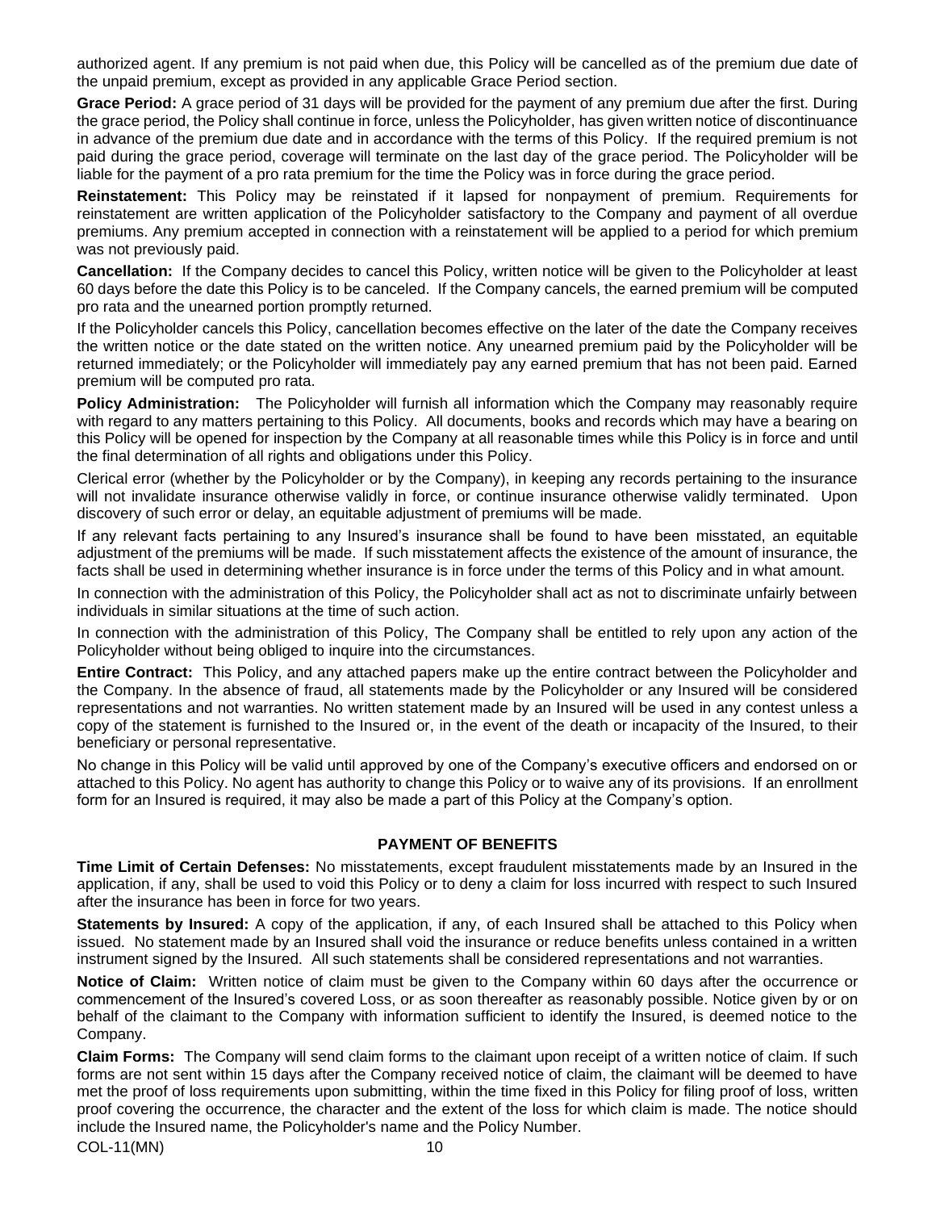authorized agent. If any premium is not paid when due, this Policy will be cancelled as of the premium due date of the unpaid premium, except as provided in any applicable Grace Period section.

**Grace Period:** A grace period of 31 days will be provided for the payment of any premium due after the first. During the grace period, the Policy shall continue in force, unless the Policyholder, has given written notice of discontinuance in advance of the premium due date and in accordance with the terms of this Policy. If the required premium is not paid during the grace period, coverage will terminate on the last day of the grace period. The Policyholder will be liable for the payment of a pro rata premium for the time the Policy was in force during the grace period.

**Reinstatement:** This Policy may be reinstated if it lapsed for nonpayment of premium. Requirements for reinstatement are written application of the Policyholder satisfactory to the Company and payment of all overdue premiums. Any premium accepted in connection with a reinstatement will be applied to a period for which premium was not previously paid.

**Cancellation:** If the Company decides to cancel this Policy, written notice will be given to the Policyholder at least 60 days before the date this Policy is to be canceled. If the Company cancels, the earned premium will be computed pro rata and the unearned portion promptly returned.

If the Policyholder cancels this Policy, cancellation becomes effective on the later of the date the Company receives the written notice or the date stated on the written notice. Any unearned premium paid by the Policyholder will be returned immediately; or the Policyholder will immediately pay any earned premium that has not been paid. Earned premium will be computed pro rata.

**Policy Administration:** The Policyholder will furnish all information which the Company may reasonably require with regard to any matters pertaining to this Policy. All documents, books and records which may have a bearing on this Policy will be opened for inspection by the Company at all reasonable times while this Policy is in force and until the final determination of all rights and obligations under this Policy.

Clerical error (whether by the Policyholder or by the Company), in keeping any records pertaining to the insurance will not invalidate insurance otherwise validly in force, or continue insurance otherwise validly terminated. Upon discovery of such error or delay, an equitable adjustment of premiums will be made.

If any relevant facts pertaining to any Insured's insurance shall be found to have been misstated, an equitable adjustment of the premiums will be made. If such misstatement affects the existence of the amount of insurance, the facts shall be used in determining whether insurance is in force under the terms of this Policy and in what amount.

In connection with the administration of this Policy, the Policyholder shall act as not to discriminate unfairly between individuals in similar situations at the time of such action.

In connection with the administration of this Policy, The Company shall be entitled to rely upon any action of the Policyholder without being obliged to inquire into the circumstances.

**Entire Contract:** This Policy, and any attached papers make up the entire contract between the Policyholder and the Company. In the absence of fraud, all statements made by the Policyholder or any Insured will be considered representations and not warranties. No written statement made by an Insured will be used in any contest unless a copy of the statement is furnished to the Insured or, in the event of the death or incapacity of the Insured, to their beneficiary or personal representative.

No change in this Policy will be valid until approved by one of the Company's executive officers and endorsed on or attached to this Policy. No agent has authority to change this Policy or to waive any of its provisions. If an enrollment form for an Insured is required, it may also be made a part of this Policy at the Company's option.

## PAYMENT OF BENEFITS

**Time Limit of Certain Defenses:** No misstatements, except fraudulent misstatements made by an Insured in the application, if any, shall be used to void this Policy or to deny a claim for loss incurred with respect to such Insured after the insurance has been in force for two years.

**Statements by Insured:** A copy of the application, if any, of each Insured shall be attached to this Policy when issued. No statement made by an Insured shall void the insurance or reduce benefits unless contained in a written instrument signed by the Insured. All such statements shall be considered representations and not warranties.

**Notice of Claim:** Written notice of claim must be given to the Company within 60 days after the occurrence or commencement of the Insured's covered Loss, or as soon thereafter as reasonably possible. Notice given by or on behalf of the claimant to the Company with information sufficient to identify the Insured, is deemed notice to the Company.

**Claim Forms:** The Company will send claim forms to the claimant upon receipt of a written notice of claim. If such forms are not sent within 15 days after the Company received notice of claim, the claimant will be deemed to have met the proof of loss requirements upon submitting, within the time fixed in this Policy for filing proof of loss, written proof covering the occurrence, the character and the extent of the loss for which claim is made. The notice should include the Insured name, the Policyholder's name and the Policy Number.

COL-11(MN)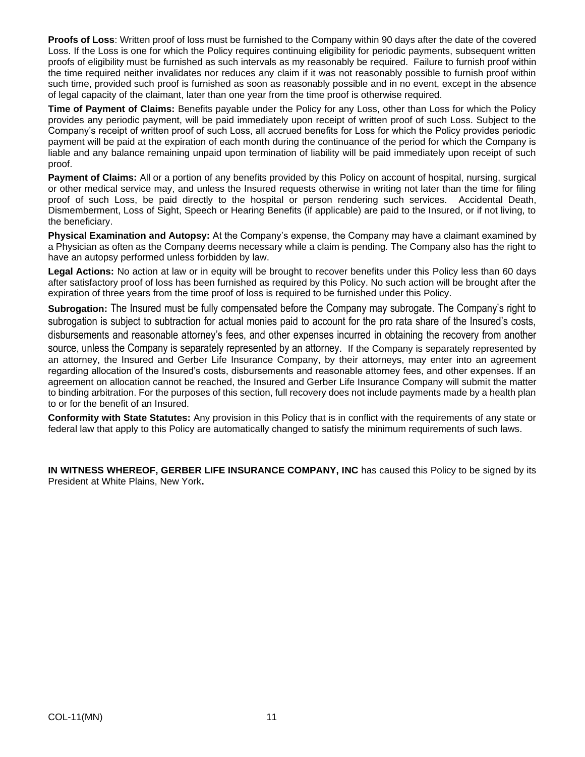**Proofs of Loss**: Written proof of loss must be furnished to the Company within 90 days after the date of the covered Loss. If the Loss is one for which the Policy requires continuing eligibility for periodic payments, subsequent written proofs of eligibility must be furnished as such intervals as my reasonably be required. Failure to furnish proof within the time required neither invalidates nor reduces any claim if it was not reasonably possible to furnish proof within such time, provided such proof is furnished as soon as reasonably possible and in no event, except in the absence of legal capacity of the claimant, later than one year from the time proof is otherwise required.

**Time of Payment of Claims:** Benefits payable under the Policy for any Loss, other than Loss for which the Policy provides any periodic payment, will be paid immediately upon receipt of written proof of such Loss. Subject to the Company's receipt of written proof of such Loss, all accrued benefits for Loss for which the Policy provides periodic payment will be paid at the expiration of each month during the continuance of the period for which the Company is liable and any balance remaining unpaid upon termination of liability will be paid immediately upon receipt of such proof.

**Payment of Claims:** All or a portion of any benefits provided by this Policy on account of hospital, nursing, surgical or other medical service may, and unless the Insured requests otherwise in writing not later than the time for filing proof of such Loss, be paid directly to the hospital or person rendering such services. Accidental Death, Dismemberment, Loss of Sight, Speech or Hearing Benefits (if applicable) are paid to the Insured, or if not living, to the beneficiary.

**Physical Examination and Autopsy:** At the Company's expense, the Company may have a claimant examined by a Physician as often as the Company deems necessary while a claim is pending. The Company also has the right to have an autopsy performed unless forbidden by law.

**Legal Actions:** No action at law or in equity will be brought to recover benefits under this Policy less than 60 days after satisfactory proof of loss has been furnished as required by this Policy. No such action will be brought after the expiration of three years from the time proof of loss is required to be furnished under this Policy.

**Subrogation:** The Insured must be fully compensated before the Company may subrogate. The Company's right to subrogation is subject to subtraction for actual monies paid to account for the pro rata share of the Insured's costs, disbursements and reasonable attorney's fees, and other expenses incurred in obtaining the recovery from another source, unless the Company is separately represented by an attorney. If the Company is separately represented by an attorney, the Insured and Gerber Life Insurance Company, by their attorneys, may enter into an agreement regarding allocation of the Insured's costs, disbursements and reasonable attorney fees, and other expenses. If an agreement on allocation cannot be reached, the Insured and Gerber Life Insurance Company will submit the matter to binding arbitration. For the purposes of this section, full recovery does not include payments made by a health plan to or for the benefit of an Insured.

**Conformity with State Statutes:** Any provision in this Policy that is in conflict with the requirements of any state or federal law that apply to this Policy are automatically changed to satisfy the minimum requirements of such laws.

**IN WITNESS WHEREOF, GERBER LIFE INSURANCE COMPANY, INC** has caused this Policy to be signed by its President at White Plains, New York**.**

COL-11(MN)